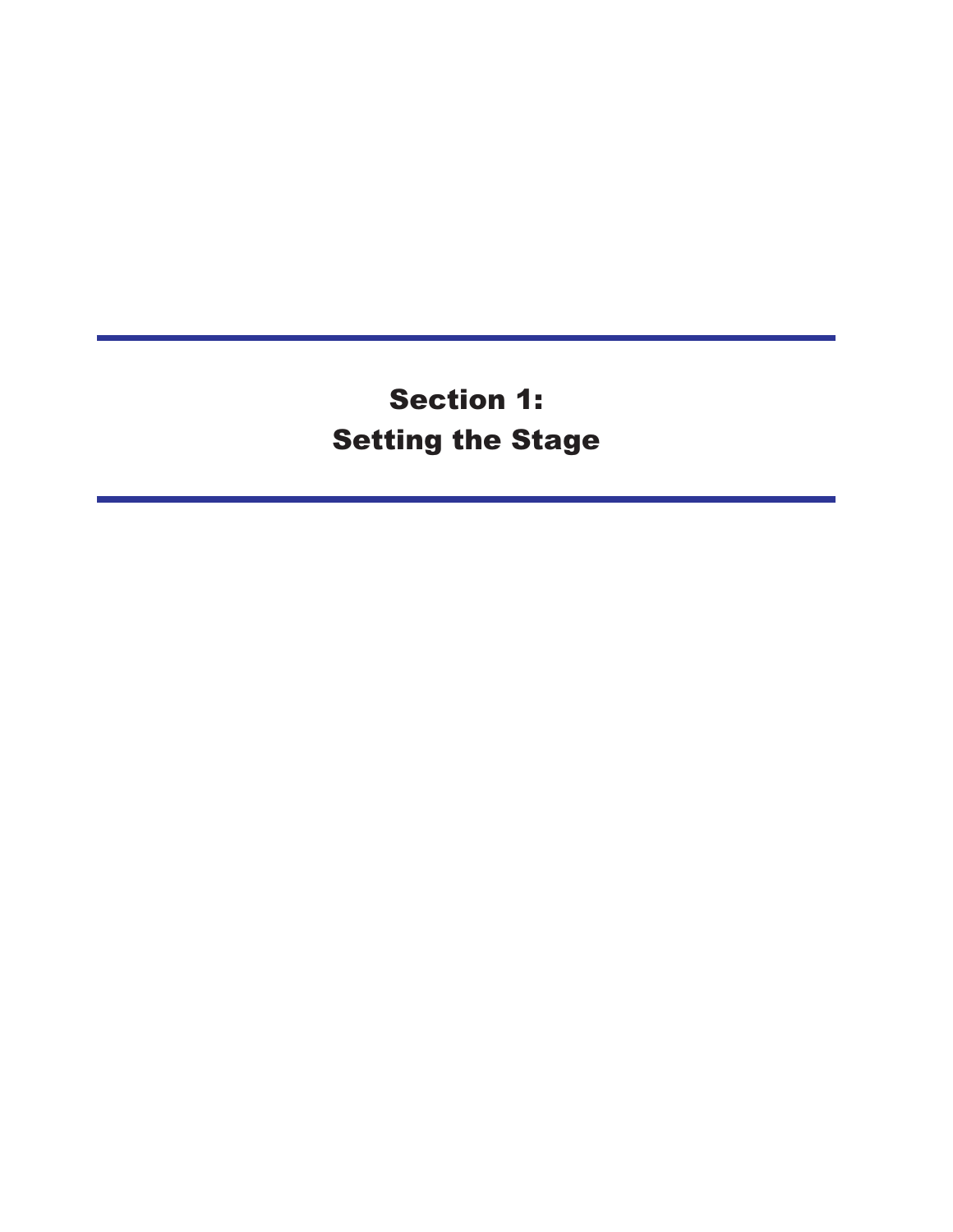# Section 1:
# Setting the Stage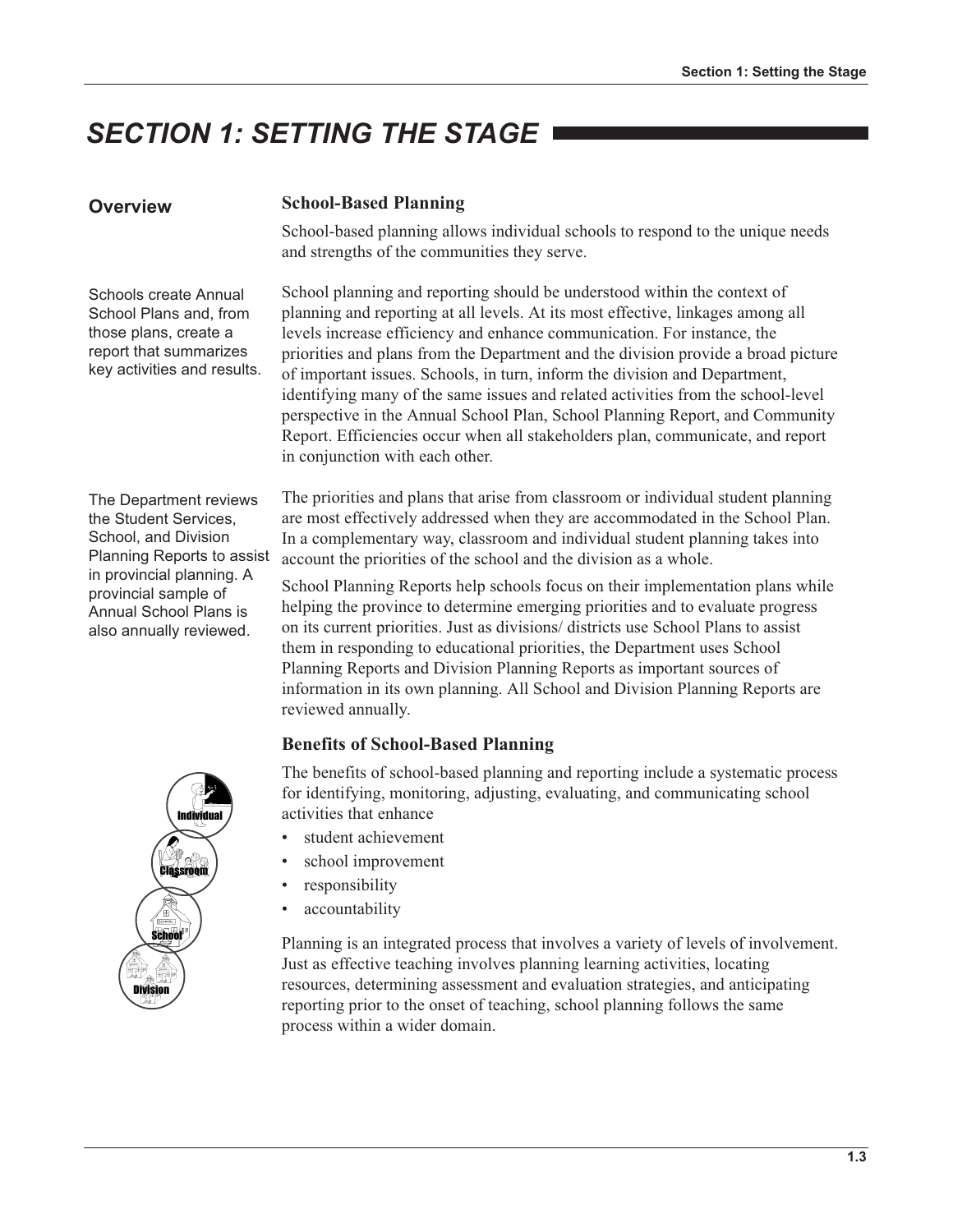# SECTION 1: SETTING THE STAGE

## Overview

### School-Based Planning

School-based planning allows individual schools to respond to the unique needs and strengths of the communities they serve.

Schools create Annual School Plans and, from those plans, create a report that summarizes key activities and results.

School planning and reporting should be understood within the context of planning and reporting at all levels. At its most effective, linkages among all levels increase efficiency and enhance communication. For instance, the priorities and plans from the Department and the division provide a broad picture of important issues. Schools, in turn, inform the division and Department, identifying many of the same issues and related activities from the school-level perspective in the Annual School Plan, School Planning Report, and Community Report. Efficiencies occur when all stakeholders plan, communicate, and report in conjunction with each other.

The Department reviews the Student Services, School, and Division Planning Reports to assist in provincial planning. A provincial sample of Annual School Plans is also annually reviewed.

The priorities and plans that arise from classroom or individual student planning are most effectively addressed when they are accommodated in the School Plan. In a complementary way, classroom and individual student planning takes into account the priorities of the school and the division as a whole.

School Planning Reports help schools focus on their implementation plans while helping the province to determine emerging priorities and to evaluate progress on its current priorities. Just as divisions/ districts use School Plans to assist them in responding to educational priorities, the Department uses School Planning Reports and Division Planning Reports as important sources of information in its own planning. All School and Division Planning Reports are reviewed annually.

### Benefits of School-Based Planning

The benefits of school-based planning and reporting include a systematic process for identifying, monitoring, adjusting, evaluating, and communicating school activities that enhance

- student achievement
- school improvement
- responsibility
- accountability

Planning is an integrated process that involves a variety of levels of involvement. Just as effective teaching involves planning learning activities, locating resources, determining assessment and evaluation strategies, and anticipating reporting prior to the onset of teaching, school planning follows the same process within a wider domain.

Individual

Classroom

School

Division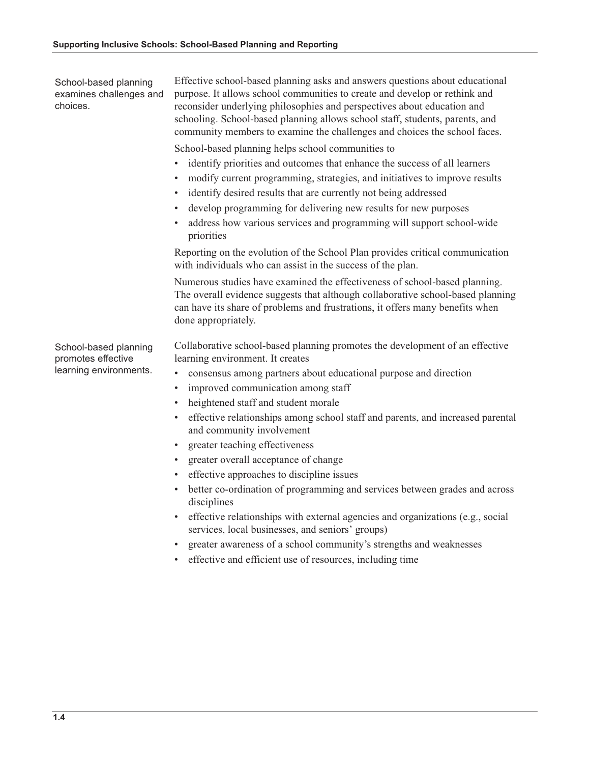School-based planning examines challenges and choices.

Effective school-based planning asks and answers questions about educational purpose. It allows school communities to create and develop or rethink and reconsider underlying philosophies and perspectives about education and schooling. School-based planning allows school staff, students, parents, and community members to examine the challenges and choices the school faces.

School-based planning helps school communities to

- identify priorities and outcomes that enhance the success of all learners
- modify current programming, strategies, and initiatives to improve results
- identify desired results that are currently not being addressed
- develop programming for delivering new results for new purposes
- address how various services and programming will support school-wide priorities

Reporting on the evolution of the School Plan provides critical communication with individuals who can assist in the success of the plan.

Numerous studies have examined the effectiveness of school-based planning. The overall evidence suggests that although collaborative school-based planning can have its share of problems and frustrations, it offers many benefits when done appropriately.

School-based planning promotes effective learning environments.

Collaborative school-based planning promotes the development of an effective learning environment. It creates

- consensus among partners about educational purpose and direction
- improved communication among staff
- heightened staff and student morale
- effective relationships among school staff and parents, and increased parental and community involvement
- greater teaching effectiveness
- greater overall acceptance of change
- effective approaches to discipline issues
- better co-ordination of programming and services between grades and across disciplines
- effective relationships with external agencies and organizations (e.g., social services, local businesses, and seniors' groups)
- greater awareness of a school community's strengths and weaknesses
- effective and efficient use of resources, including time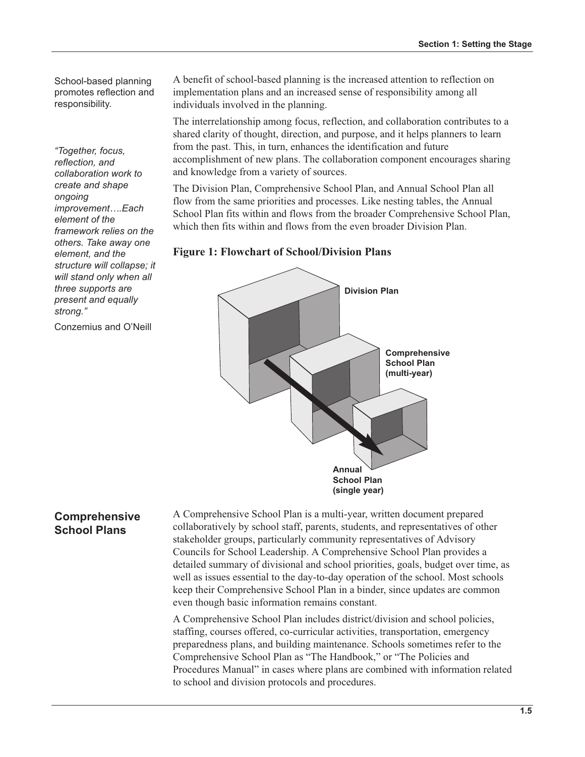School-based planning promotes reflection and responsibility.

A benefit of school-based planning is the increased attention to reflection on implementation plans and an increased sense of responsibility among all individuals involved in the planning.

*"Together, focus, reflection, and collaboration work to create and shape ongoing improvement….Each element of the framework relies on the others. Take away one element, and the structure will collapse; it will stand only when all three supports are present and equally strong."*

Conzemius and O'Neill

The interrelationship among focus, reflection, and collaboration contributes to a shared clarity of thought, direction, and purpose, and it helps planners to learn from the past. This, in turn, enhances the identification and future accomplishment of new plans. The collaboration component encourages sharing and knowledge from a variety of sources.

The Division Plan, Comprehensive School Plan, and Annual School Plan all flow from the same priorities and processes. Like nesting tables, the Annual School Plan fits within and flows from the broader Comprehensive School Plan, which then fits within and flows from the even broader Division Plan.

**Figure 1: Flowchart of School/Division Plans**

Division Plan

Comprehensive School Plan (multi-year)

Annual School Plan (single year)

## Comprehensive School Plans

A Comprehensive School Plan is a multi-year, written document prepared collaboratively by school staff, parents, students, and representatives of other stakeholder groups, particularly community representatives of Advisory Councils for School Leadership. A Comprehensive School Plan provides a detailed summary of divisional and school priorities, goals, budget over time, as well as issues essential to the day-to-day operation of the school. Most schools keep their Comprehensive School Plan in a binder, since updates are common even though basic information remains constant.

A Comprehensive School Plan includes district/division and school policies, staffing, courses offered, co-curricular activities, transportation, emergency preparedness plans, and building maintenance. Schools sometimes refer to the Comprehensive School Plan as "The Handbook," or "The Policies and Procedures Manual" in cases where plans are combined with information related to school and division protocols and procedures.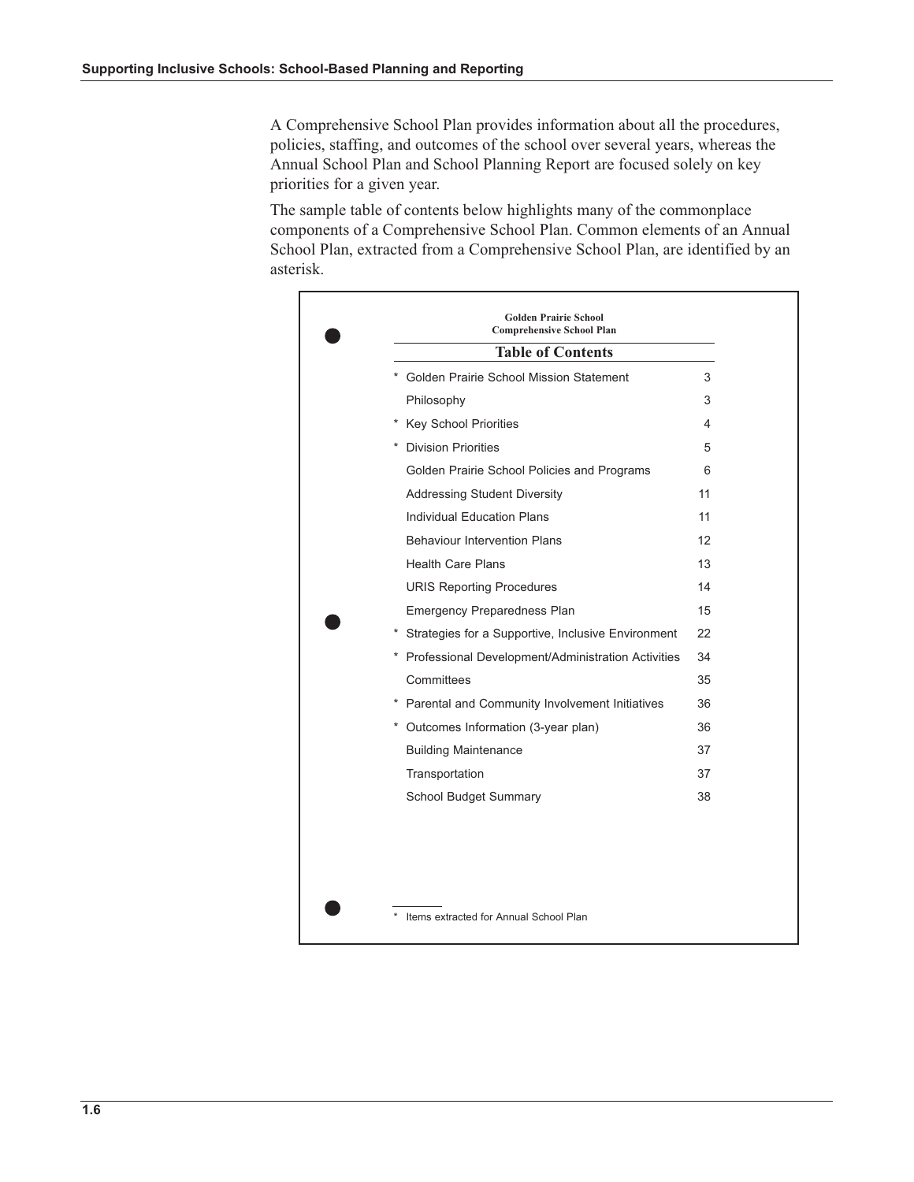A Comprehensive School Plan provides information about all the procedures, policies, staffing, and outcomes of the school over several years, whereas the Annual School Plan and School Planning Report are focused solely on key priorities for a given year.

The sample table of contents below highlights many of the commonplace components of a Comprehensive School Plan. Common elements of an Annual School Plan, extracted from a Comprehensive School Plan, are identified by an asterisk.

**Golden Prairie School**
**Comprehensive School Plan**

## Table of Contents

| | Section | Page |
|---|---|---|
| * | Golden Prairie School Mission Statement | 3 |
| | Philosophy | 3 |
| * | Key School Priorities | 4 |
| * | Division Priorities | 5 |
| | Golden Prairie School Policies and Programs | 6 |
| | Addressing Student Diversity | 11 |
| | Individual Education Plans | 11 |
| | Behaviour Intervention Plans | 12 |
| | Health Care Plans | 13 |
| | URIS Reporting Procedures | 14 |
| | Emergency Preparedness Plan | 15 |
| * | Strategies for a Supportive, Inclusive Environment | 22 |
| * | Professional Development/Administration Activities | 34 |
| | Committees | 35 |
| * | Parental and Community Involvement Initiatives | 36 |
| * | Outcomes Information (3-year plan) | 36 |
| | Building Maintenance | 37 |
| | Transportation | 37 |
| | School Budget Summary | 38 |

\* Items extracted for Annual School Plan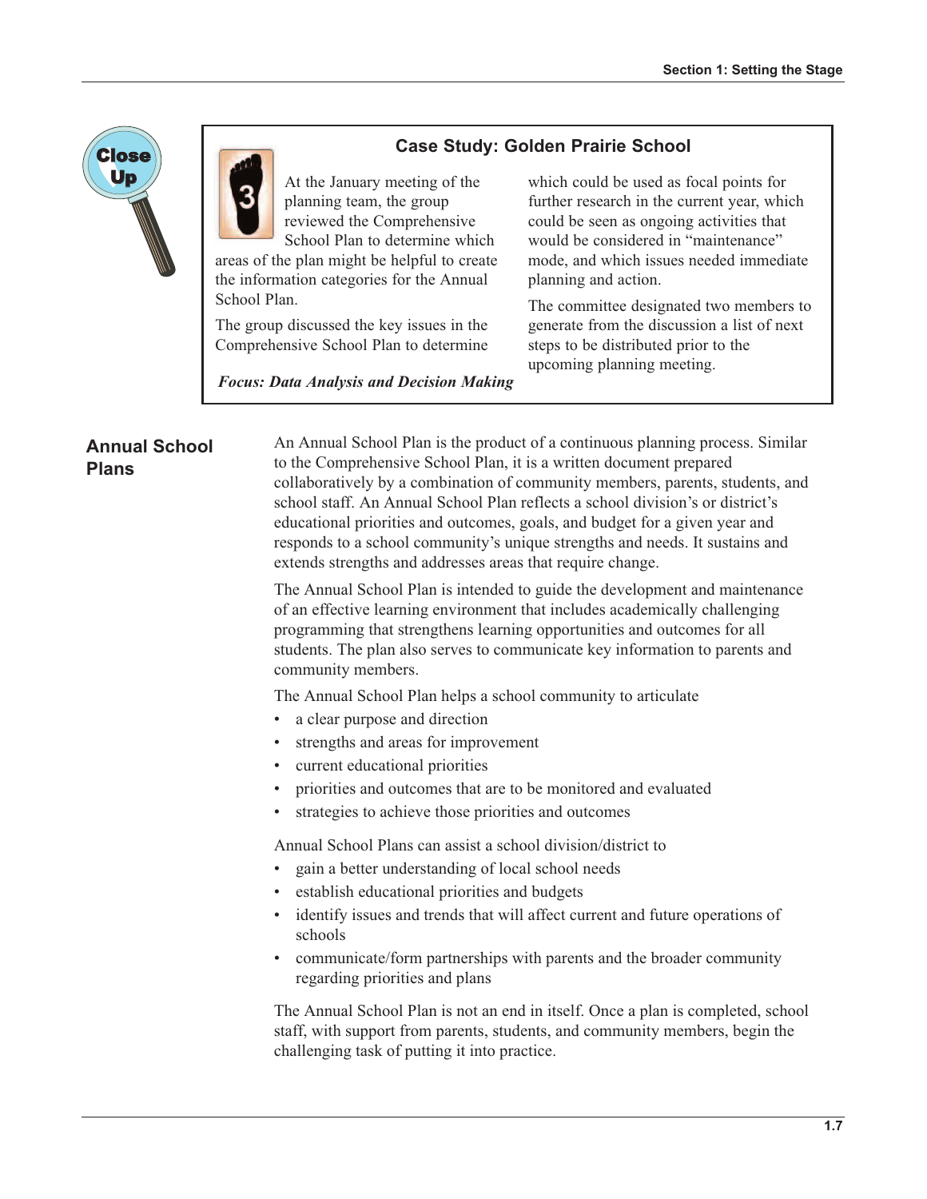Close Up

### Case Study: Golden Prairie School

3

At the January meeting of the planning team, the group reviewed the Comprehensive School Plan to determine which areas of the plan might be helpful to create the information categories for the Annual School Plan.

The group discussed the key issues in the Comprehensive School Plan to determine which could be used as focal points for further research in the current year, which could be seen as ongoing activities that would be considered in "maintenance" mode, and which issues needed immediate planning and action.

The committee designated two members to generate from the discussion a list of next steps to be distributed prior to the upcoming planning meeting.

***Focus: Data Analysis and Decision Making***

## Annual School Plans

An Annual School Plan is the product of a continuous planning process. Similar to the Comprehensive School Plan, it is a written document prepared collaboratively by a combination of community members, parents, students, and school staff. An Annual School Plan reflects a school division's or district's educational priorities and outcomes, goals, and budget for a given year and responds to a school community's unique strengths and needs. It sustains and extends strengths and addresses areas that require change.

The Annual School Plan is intended to guide the development and maintenance of an effective learning environment that includes academically challenging programming that strengthens learning opportunities and outcomes for all students. The plan also serves to communicate key information to parents and community members.

The Annual School Plan helps a school community to articulate

- a clear purpose and direction
- strengths and areas for improvement
- current educational priorities
- priorities and outcomes that are to be monitored and evaluated
- strategies to achieve those priorities and outcomes

Annual School Plans can assist a school division/district to

- gain a better understanding of local school needs
- establish educational priorities and budgets
- identify issues and trends that will affect current and future operations of schools
- communicate/form partnerships with parents and the broader community regarding priorities and plans

The Annual School Plan is not an end in itself. Once a plan is completed, school staff, with support from parents, students, and community members, begin the challenging task of putting it into practice.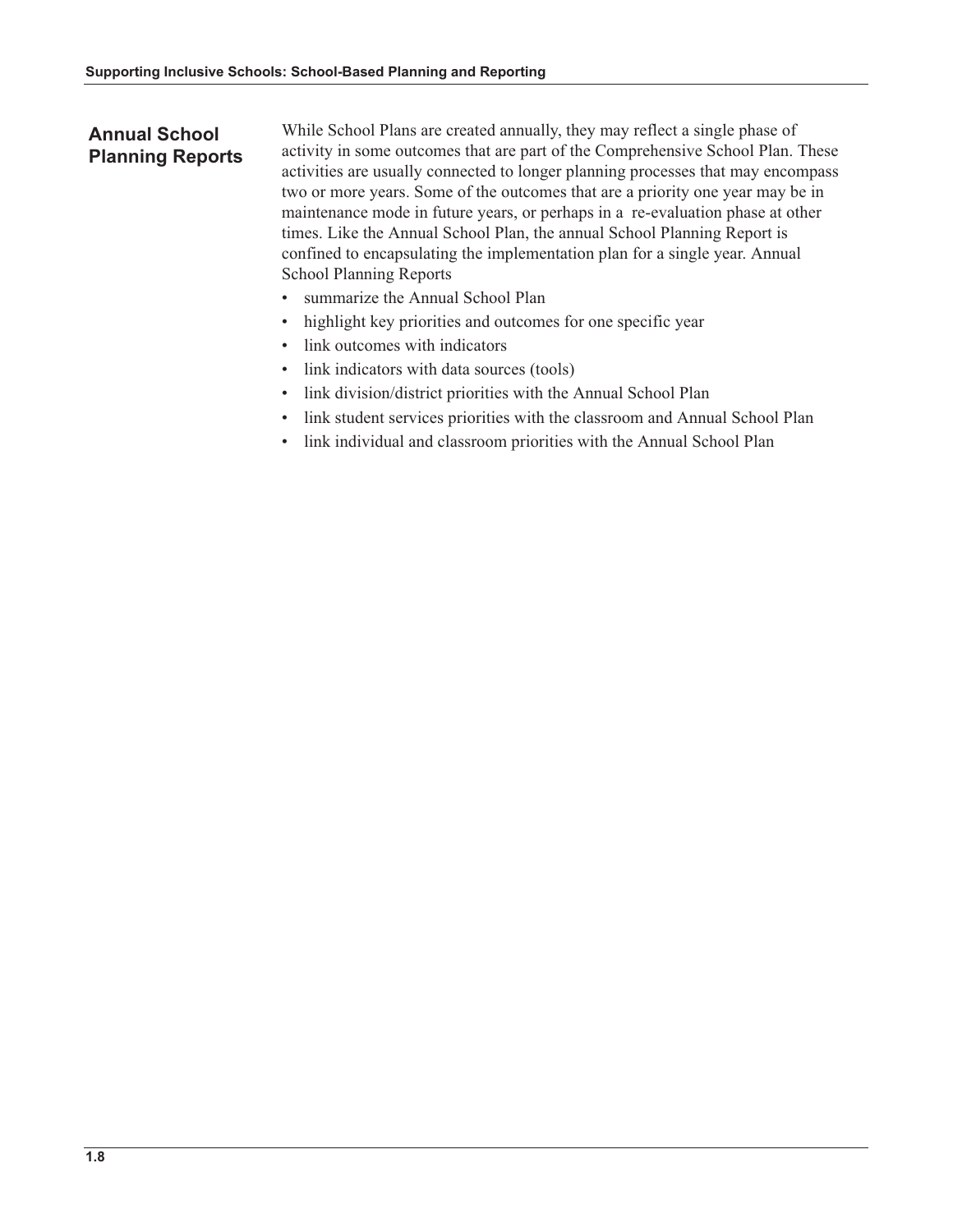## Annual School Planning Reports

While School Plans are created annually, they may reflect a single phase of activity in some outcomes that are part of the Comprehensive School Plan. These activities are usually connected to longer planning processes that may encompass two or more years. Some of the outcomes that are a priority one year may be in maintenance mode in future years, or perhaps in a re-evaluation phase at other times. Like the Annual School Plan, the annual School Planning Report is confined to encapsulating the implementation plan for a single year. Annual School Planning Reports

- summarize the Annual School Plan
- highlight key priorities and outcomes for one specific year
- link outcomes with indicators
- link indicators with data sources (tools)
- link division/district priorities with the Annual School Plan
- link student services priorities with the classroom and Annual School Plan
- link individual and classroom priorities with the Annual School Plan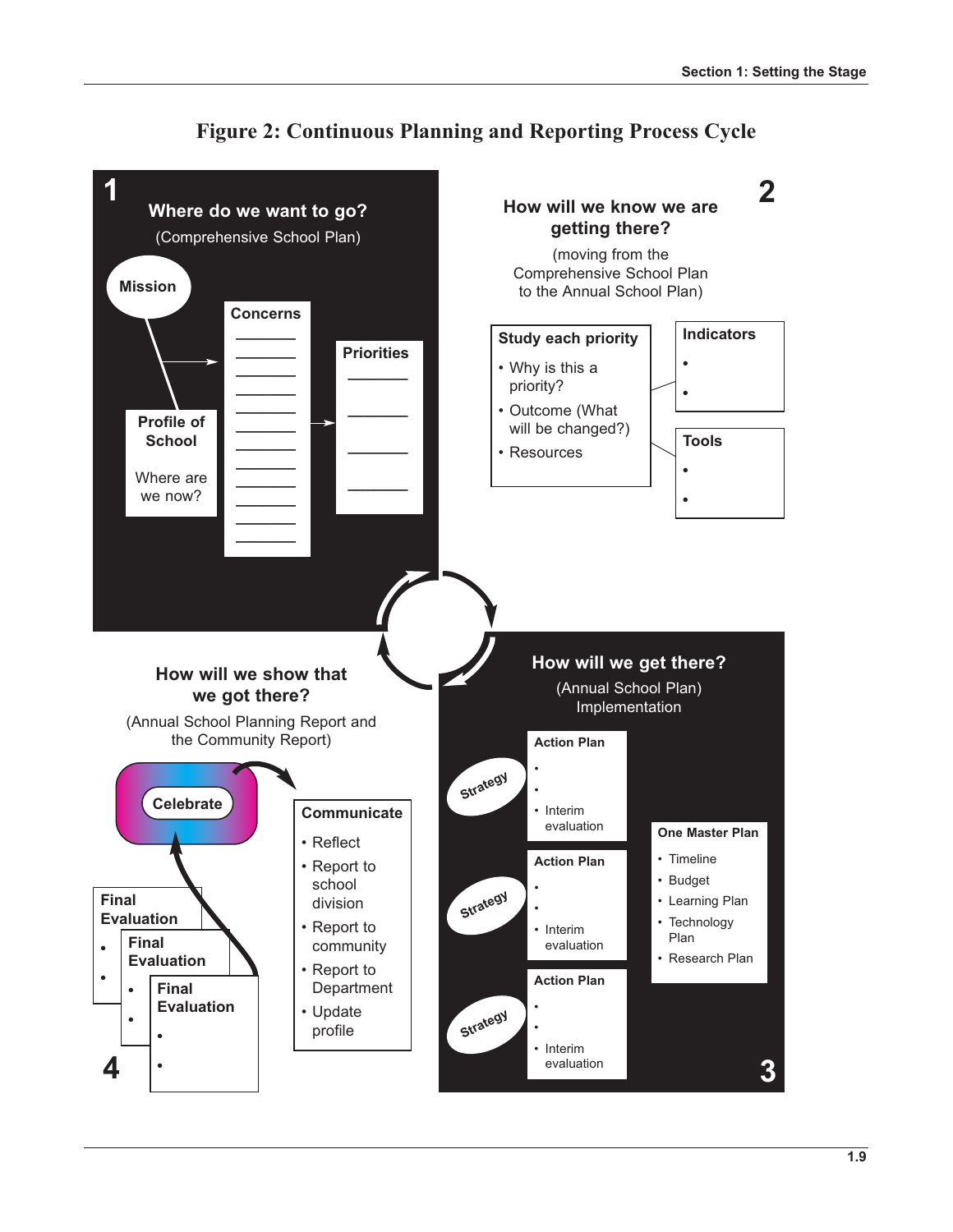## Figure 2: Continuous Planning and Reporting Process Cycle

### 1

**Where do we want to go?**

(Comprehensive School Plan)

**Mission**

**Profile of School**

Where are we now?

**Concerns**

**Priorities**

### 2

**How will we know we are getting there?**

(moving from the Comprehensive School Plan to the Annual School Plan)

**Study each priority**

- Why is this a priority?
- Outcome (What will be changed?)
- Resources

**Indicators**

- 
- 

**Tools**

- 
- 

### 3

**How will we get there?**

(Annual School Plan) Implementation

Strategy — **Action Plan**

- 
- 
- Interim evaluation

Strategy — **Action Plan**

- 
- 
- Interim evaluation

Strategy — **Action Plan**

- 
- 
- Interim evaluation

**One Master Plan**

- Timeline
- Budget
- Learning Plan
- Technology Plan
- Research Plan

### 4

**How will we show that we got there?**

(Annual School Planning Report and the Community Report)

**Celebrate**

**Final Evaluation**

- 
- 

**Final Evaluation**

- 
- 

**Final Evaluation**

- 
- 

**Communicate**

- Reflect
- Report to school division
- Report to community
- Report to Department
- Update profile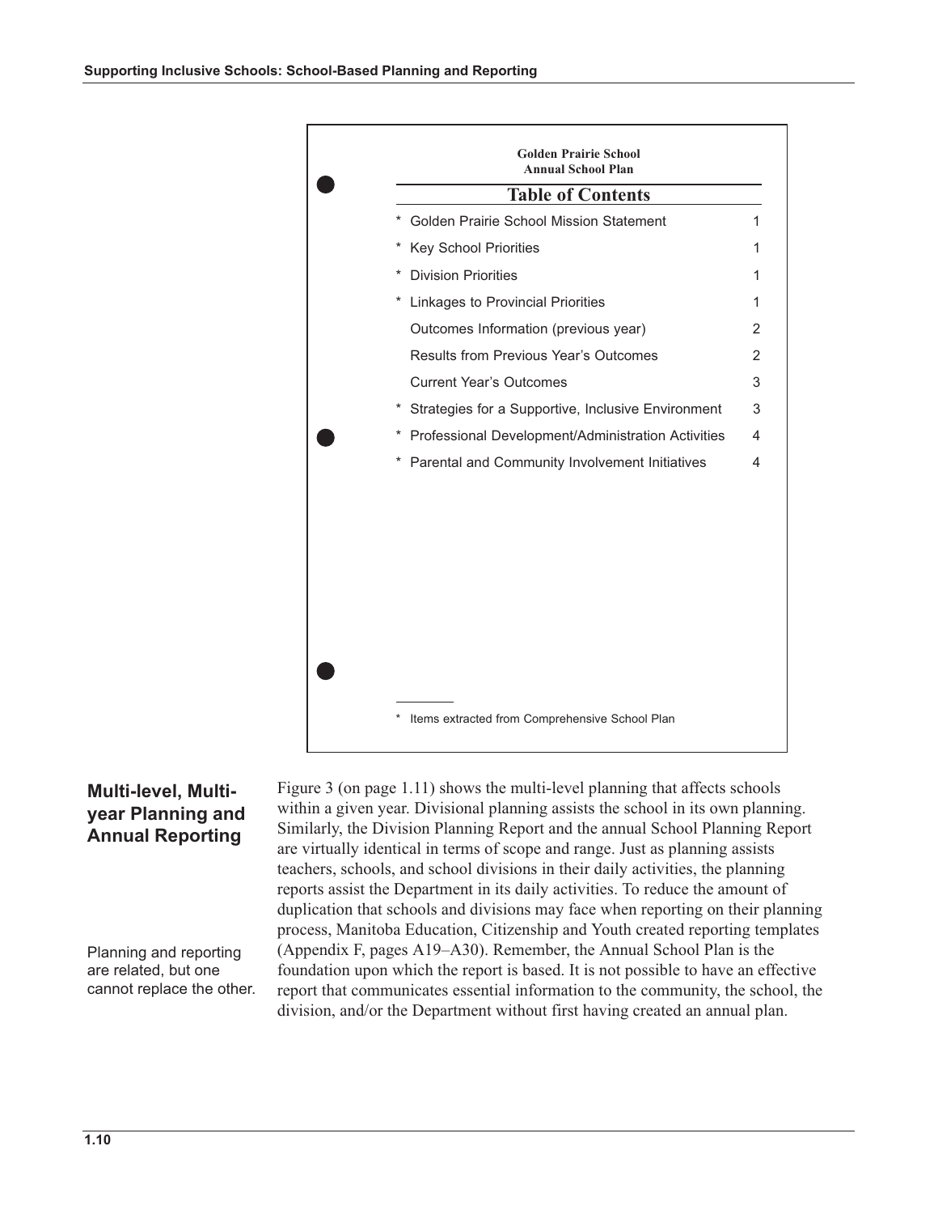**Golden Prairie School**
**Annual School Plan**

## Table of Contents

| | | |
|---|---|---|
| * | Golden Prairie School Mission Statement | 1 |
| * | Key School Priorities | 1 |
| * | Division Priorities | 1 |
| * | Linkages to Provincial Priorities | 1 |
| | Outcomes Information (previous year) | 2 |
| | Results from Previous Year's Outcomes | 2 |
| | Current Year's Outcomes | 3 |
| * | Strategies for a Supportive, Inclusive Environment | 3 |
| * | Professional Development/Administration Activities | 4 |
| * | Parental and Community Involvement Initiatives | 4 |

\* Items extracted from Comprehensive School Plan

## Multi-level, Multi-year Planning and Annual Reporting

Planning and reporting are related, but one cannot replace the other.

Figure 3 (on page 1.11) shows the multi-level planning that affects schools within a given year. Divisional planning assists the school in its own planning. Similarly, the Division Planning Report and the annual School Planning Report are virtually identical in terms of scope and range. Just as planning assists teachers, schools, and school divisions in their daily activities, the planning reports assist the Department in its daily activities. To reduce the amount of duplication that schools and divisions may face when reporting on their planning process, Manitoba Education, Citizenship and Youth created reporting templates (Appendix F, pages A19–A30). Remember, the Annual School Plan is the foundation upon which the report is based. It is not possible to have an effective report that communicates essential information to the community, the school, the division, and/or the Department without first having created an annual plan.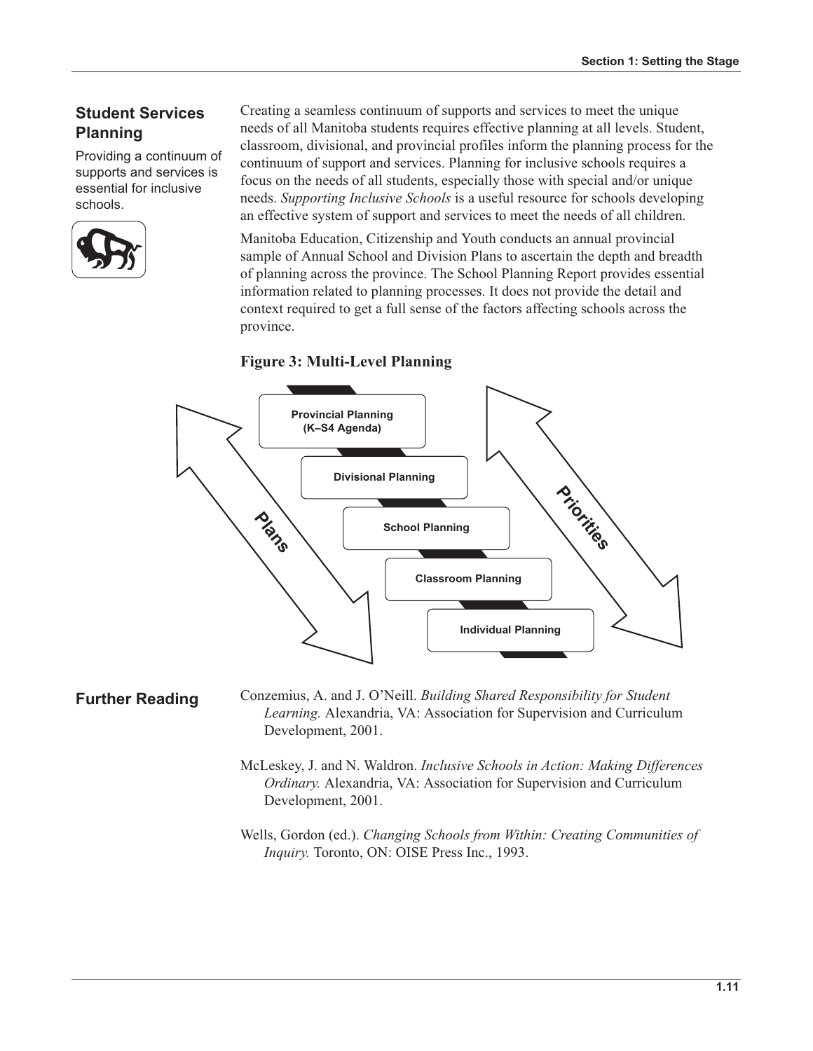## Student Services Planning

Providing a continuum of supports and services is essential for inclusive schools.

Creating a seamless continuum of supports and services to meet the unique needs of all Manitoba students requires effective planning at all levels. Student, classroom, divisional, and provincial profiles inform the planning process for the continuum of support and services. Planning for inclusive schools requires a focus on the needs of all students, especially those with special and/or unique needs. *Supporting Inclusive Schools* is a useful resource for schools developing an effective system of support and services to meet the needs of all children.

Manitoba Education, Citizenship and Youth conducts an annual provincial sample of Annual School and Division Plans to ascertain the depth and breadth of planning across the province. The School Planning Report provides essential information related to planning processes. It does not provide the detail and context required to get a full sense of the factors affecting schools across the province.

**Figure 3: Multi-Level Planning**

Provincial Planning (K–S4 Agenda)

Divisional Planning

School Planning

Classroom Planning

Individual Planning

Plans

Priorities

## Further Reading

Conzemius, A. and J. O'Neill. *Building Shared Responsibility for Student Learning.* Alexandria, VA: Association for Supervision and Curriculum Development, 2001.

McLeskey, J. and N. Waldron. *Inclusive Schools in Action: Making Differences Ordinary.* Alexandria, VA: Association for Supervision and Curriculum Development, 2001.

Wells, Gordon (ed.). *Changing Schools from Within: Creating Communities of Inquiry.* Toronto, ON: OISE Press Inc., 1993.